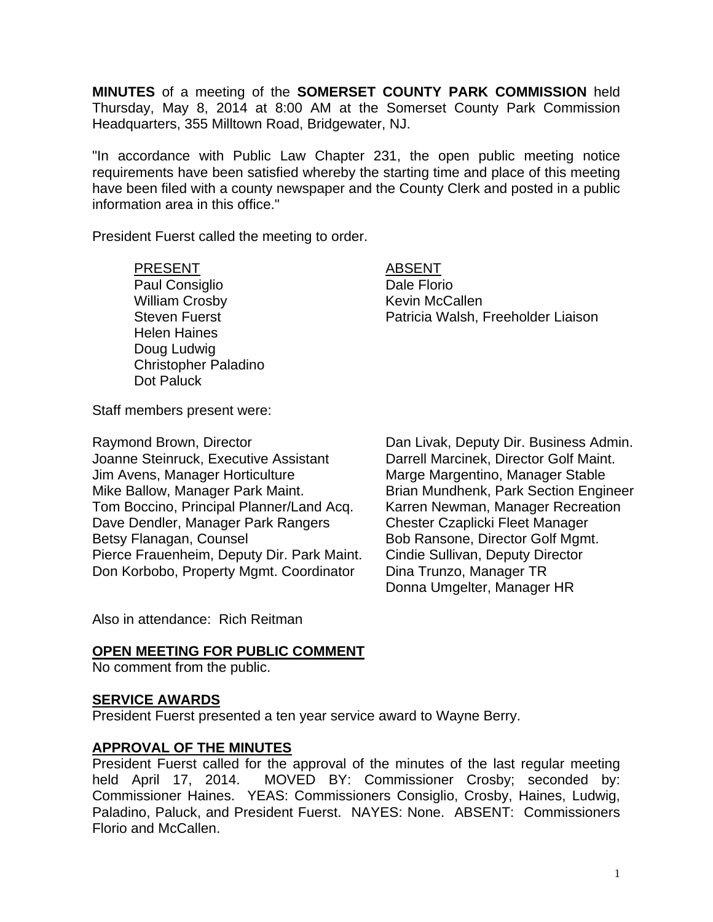**MINUTES** of a meeting of the **SOMERSET COUNTY PARK COMMISSION** held Thursday, May 8, 2014 at 8:00 AM at the Somerset County Park Commission Headquarters, 355 Milltown Road, Bridgewater, NJ.

"In accordance with Public Law Chapter 231, the open public meeting notice requirements have been satisfied whereby the starting time and place of this meeting have been filed with a county newspaper and the County Clerk and posted in a public information area in this office."

President Fuerst called the meeting to order.

| PRESENT | ABSENT |
|---|---|
| Paul Consiglio | Dale Florio |
| William Crosby | Kevin McCallen |
| Steven Fuerst | Patricia Walsh, Freeholder Liaison |
| Helen Haines | |
| Doug Ludwig | |
| Christopher Paladino | |
| Dot Paluck | |

Staff members present were:

Raymond Brown, Director
Joanne Steinruck, Executive Assistant
Jim Avens, Manager Horticulture
Mike Ballow, Manager Park Maint.
Tom Boccino, Principal Planner/Land Acq.
Dave Dendler, Manager Park Rangers
Betsy Flanagan, Counsel
Pierce Frauenheim, Deputy Dir. Park Maint.
Don Korbobo, Property Mgmt. Coordinator
Dan Livak, Deputy Dir. Business Admin.
Darrell Marcinek, Director Golf Maint.
Marge Margentino, Manager Stable
Brian Mundhenk, Park Section Engineer
Karren Newman, Manager Recreation
Chester Czaplicki Fleet Manager
Bob Ransone, Director Golf Mgmt.
Cindie Sullivan, Deputy Director
Dina Trunzo, Manager TR
Donna Umgelter, Manager HR

Also in attendance: Rich Reitman

## OPEN MEETING FOR PUBLIC COMMENT

No comment from the public.

## SERVICE AWARDS

President Fuerst presented a ten year service award to Wayne Berry.

## APPROVAL OF THE MINUTES

President Fuerst called for the approval of the minutes of the last regular meeting held April 17, 2014. MOVED BY: Commissioner Crosby; seconded by: Commissioner Haines. YEAS: Commissioners Consiglio, Crosby, Haines, Ludwig, Paladino, Paluck, and President Fuerst. NAYES: None. ABSENT: Commissioners Florio and McCallen.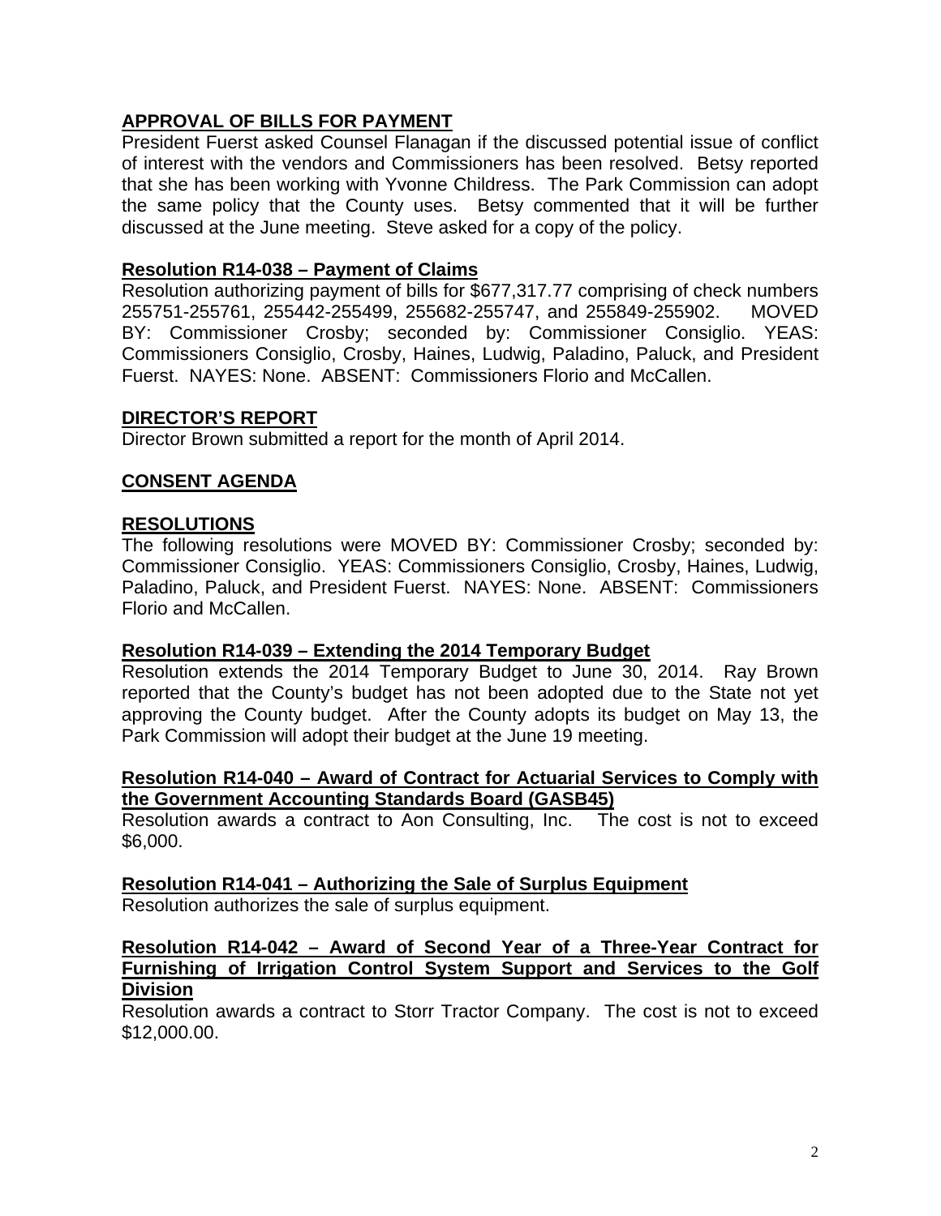## APPROVAL OF BILLS FOR PAYMENT

President Fuerst asked Counsel Flanagan if the discussed potential issue of conflict of interest with the vendors and Commissioners has been resolved. Betsy reported that she has been working with Yvonne Childress. The Park Commission can adopt the same policy that the County uses. Betsy commented that it will be further discussed at the June meeting. Steve asked for a copy of the policy.

### Resolution R14-038 – Payment of Claims

Resolution authorizing payment of bills for $677,317.77 comprising of check numbers 255751-255761, 255442-255499, 255682-255747, and 255849-255902. MOVED BY: Commissioner Crosby; seconded by: Commissioner Consiglio. YEAS: Commissioners Consiglio, Crosby, Haines, Ludwig, Paladino, Paluck, and President Fuerst. NAYES: None. ABSENT: Commissioners Florio and McCallen.

## DIRECTOR'S REPORT

Director Brown submitted a report for the month of April 2014.

## CONSENT AGENDA

## RESOLUTIONS

The following resolutions were MOVED BY: Commissioner Crosby; seconded by: Commissioner Consiglio. YEAS: Commissioners Consiglio, Crosby, Haines, Ludwig, Paladino, Paluck, and President Fuerst. NAYES: None. ABSENT: Commissioners Florio and McCallen.

### Resolution R14-039 – Extending the 2014 Temporary Budget

Resolution extends the 2014 Temporary Budget to June 30, 2014. Ray Brown reported that the County's budget has not been adopted due to the State not yet approving the County budget. After the County adopts its budget on May 13, the Park Commission will adopt their budget at the June 19 meeting.

### Resolution R14-040 – Award of Contract for Actuarial Services to Comply with the Government Accounting Standards Board (GASB45)

Resolution awards a contract to Aon Consulting, Inc. The cost is not to exceed $6,000.

### Resolution R14-041 – Authorizing the Sale of Surplus Equipment

Resolution authorizes the sale of surplus equipment.

### Resolution R14-042 – Award of Second Year of a Three-Year Contract for Furnishing of Irrigation Control System Support and Services to the Golf Division

Resolution awards a contract to Storr Tractor Company. The cost is not to exceed $12,000.00.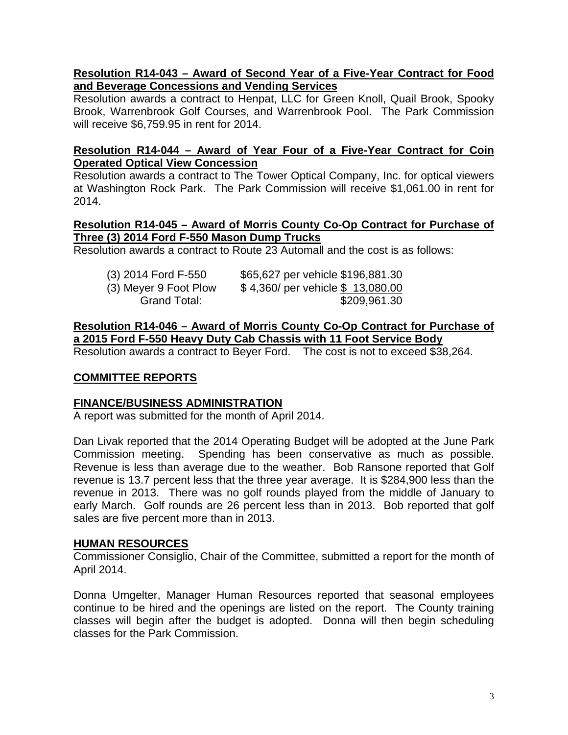**Resolution R14-043 – Award of Second Year of a Five-Year Contract for Food and Beverage Concessions and Vending Services**

Resolution awards a contract to Henpat, LLC for Green Knoll, Quail Brook, Spooky Brook, Warrenbrook Golf Courses, and Warrenbrook Pool. The Park Commission will receive $6,759.95 in rent for 2014.

**Resolution R14-044 – Award of Year Four of a Five-Year Contract for Coin Operated Optical View Concession**

Resolution awards a contract to The Tower Optical Company, Inc. for optical viewers at Washington Rock Park. The Park Commission will receive $1,061.00 in rent for 2014.

**Resolution R14-045 – Award of Morris County Co-Op Contract for Purchase of Three (3) 2014 Ford F-550 Mason Dump Trucks**

Resolution awards a contract to Route 23 Automall and the cost is as follows:

| | | |
|---|---|---|
| (3) 2014 Ford F-550 | $65,627 per vehicle | $196,881.30 |
| (3) Meyer 9 Foot Plow | $ 4,360/ per vehicle | $ 13,080.00 |
| Grand Total: | | $209,961.30 |

**Resolution R14-046 – Award of Morris County Co-Op Contract for Purchase of a 2015 Ford F-550 Heavy Duty Cab Chassis with 11 Foot Service Body**

Resolution awards a contract to Beyer Ford. The cost is not to exceed $38,264.

## COMMITTEE REPORTS

### FINANCE/BUSINESS ADMINISTRATION

A report was submitted for the month of April 2014.

Dan Livak reported that the 2014 Operating Budget will be adopted at the June Park Commission meeting. Spending has been conservative as much as possible. Revenue is less than average due to the weather. Bob Ransone reported that Golf revenue is 13.7 percent less that the three year average. It is $284,900 less than the revenue in 2013. There was no golf rounds played from the middle of January to early March. Golf rounds are 26 percent less than in 2013. Bob reported that golf sales are five percent more than in 2013.

### HUMAN RESOURCES

Commissioner Consiglio, Chair of the Committee, submitted a report for the month of April 2014.

Donna Umgelter, Manager Human Resources reported that seasonal employees continue to be hired and the openings are listed on the report. The County training classes will begin after the budget is adopted. Donna will then begin scheduling classes for the Park Commission.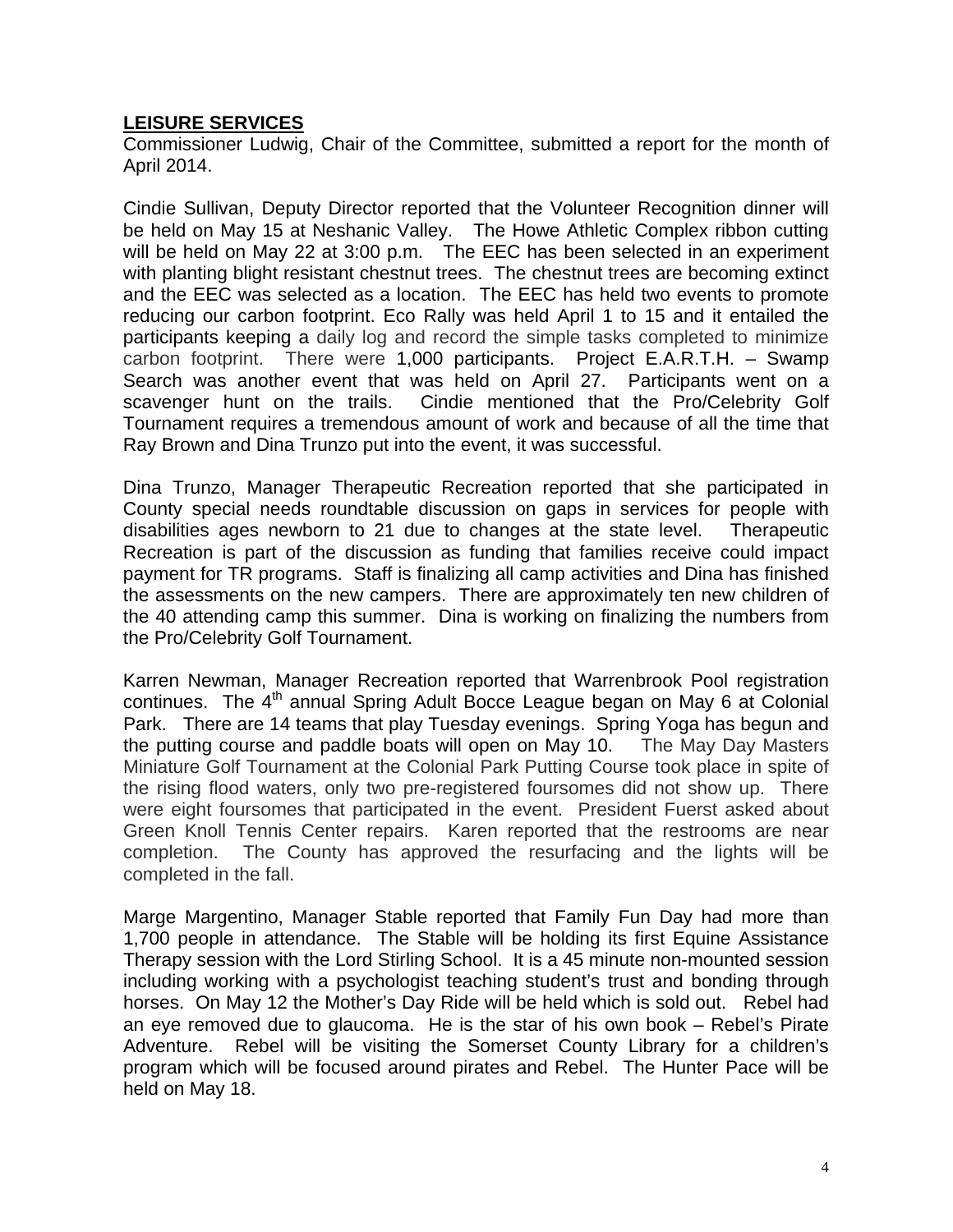**LEISURE SERVICES**

Commissioner Ludwig, Chair of the Committee, submitted a report for the month of April 2014.

Cindie Sullivan, Deputy Director reported that the Volunteer Recognition dinner will be held on May 15 at Neshanic Valley. The Howe Athletic Complex ribbon cutting will be held on May 22 at 3:00 p.m. The EEC has been selected in an experiment with planting blight resistant chestnut trees. The chestnut trees are becoming extinct and the EEC was selected as a location. The EEC has held two events to promote reducing our carbon footprint. Eco Rally was held April 1 to 15 and it entailed the participants keeping a daily log and record the simple tasks completed to minimize carbon footprint. There were 1,000 participants. Project E.A.R.T.H. – Swamp Search was another event that was held on April 27. Participants went on a scavenger hunt on the trails. Cindie mentioned that the Pro/Celebrity Golf Tournament requires a tremendous amount of work and because of all the time that Ray Brown and Dina Trunzo put into the event, it was successful.

Dina Trunzo, Manager Therapeutic Recreation reported that she participated in County special needs roundtable discussion on gaps in services for people with disabilities ages newborn to 21 due to changes at the state level. Therapeutic Recreation is part of the discussion as funding that families receive could impact payment for TR programs. Staff is finalizing all camp activities and Dina has finished the assessments on the new campers. There are approximately ten new children of the 40 attending camp this summer. Dina is working on finalizing the numbers from the Pro/Celebrity Golf Tournament.

Karren Newman, Manager Recreation reported that Warrenbrook Pool registration continues. The 4th annual Spring Adult Bocce League began on May 6 at Colonial Park. There are 14 teams that play Tuesday evenings. Spring Yoga has begun and the putting course and paddle boats will open on May 10. The May Day Masters Miniature Golf Tournament at the Colonial Park Putting Course took place in spite of the rising flood waters, only two pre-registered foursomes did not show up. There were eight foursomes that participated in the event. President Fuerst asked about Green Knoll Tennis Center repairs. Karen reported that the restrooms are near completion. The County has approved the resurfacing and the lights will be completed in the fall.

Marge Margentino, Manager Stable reported that Family Fun Day had more than 1,700 people in attendance. The Stable will be holding its first Equine Assistance Therapy session with the Lord Stirling School. It is a 45 minute non-mounted session including working with a psychologist teaching student's trust and bonding through horses. On May 12 the Mother's Day Ride will be held which is sold out. Rebel had an eye removed due to glaucoma. He is the star of his own book – Rebel's Pirate Adventure. Rebel will be visiting the Somerset County Library for a children's program which will be focused around pirates and Rebel. The Hunter Pace will be held on May 18.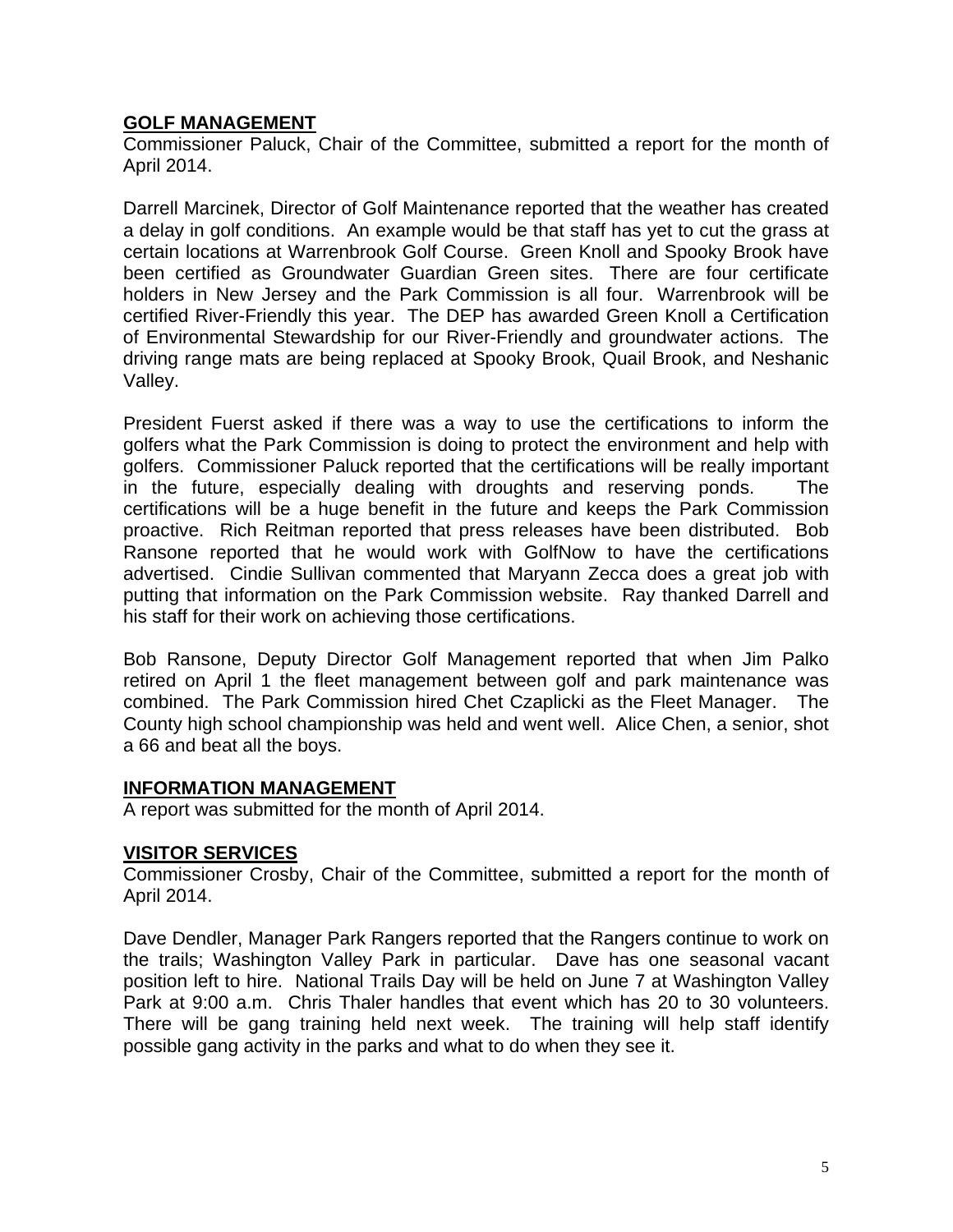**GOLF MANAGEMENT**

Commissioner Paluck, Chair of the Committee, submitted a report for the month of April 2014.

Darrell Marcinek, Director of Golf Maintenance reported that the weather has created a delay in golf conditions. An example would be that staff has yet to cut the grass at certain locations at Warrenbrook Golf Course. Green Knoll and Spooky Brook have been certified as Groundwater Guardian Green sites. There are four certificate holders in New Jersey and the Park Commission is all four. Warrenbrook will be certified River-Friendly this year. The DEP has awarded Green Knoll a Certification of Environmental Stewardship for our River-Friendly and groundwater actions. The driving range mats are being replaced at Spooky Brook, Quail Brook, and Neshanic Valley.

President Fuerst asked if there was a way to use the certifications to inform the golfers what the Park Commission is doing to protect the environment and help with golfers. Commissioner Paluck reported that the certifications will be really important in the future, especially dealing with droughts and reserving ponds. The certifications will be a huge benefit in the future and keeps the Park Commission proactive. Rich Reitman reported that press releases have been distributed. Bob Ransone reported that he would work with GolfNow to have the certifications advertised. Cindie Sullivan commented that Maryann Zecca does a great job with putting that information on the Park Commission website. Ray thanked Darrell and his staff for their work on achieving those certifications.

Bob Ransone, Deputy Director Golf Management reported that when Jim Palko retired on April 1 the fleet management between golf and park maintenance was combined. The Park Commission hired Chet Czaplicki as the Fleet Manager. The County high school championship was held and went well. Alice Chen, a senior, shot a 66 and beat all the boys.

**INFORMATION MANAGEMENT**

A report was submitted for the month of April 2014.

**VISITOR SERVICES**

Commissioner Crosby, Chair of the Committee, submitted a report for the month of April 2014.

Dave Dendler, Manager Park Rangers reported that the Rangers continue to work on the trails; Washington Valley Park in particular. Dave has one seasonal vacant position left to hire. National Trails Day will be held on June 7 at Washington Valley Park at 9:00 a.m. Chris Thaler handles that event which has 20 to 30 volunteers. There will be gang training held next week. The training will help staff identify possible gang activity in the parks and what to do when they see it.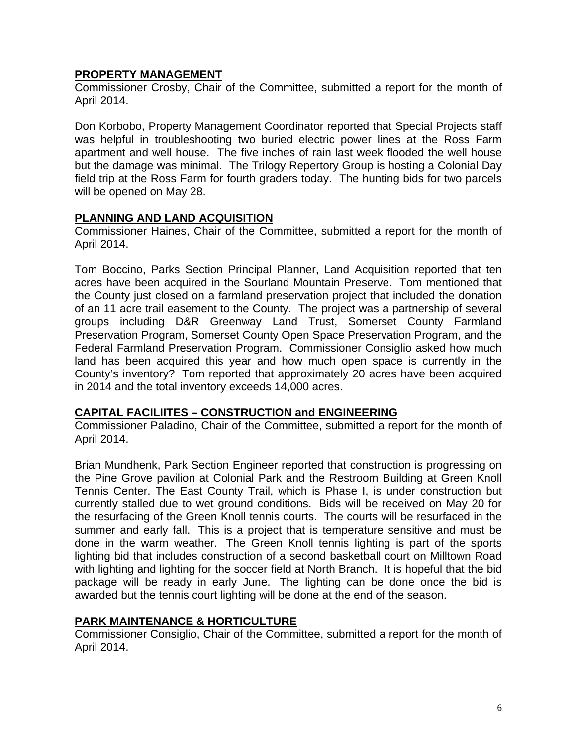**PROPERTY MANAGEMENT**
Commissioner Crosby, Chair of the Committee, submitted a report for the month of April 2014.

Don Korbobo, Property Management Coordinator reported that Special Projects staff was helpful in troubleshooting two buried electric power lines at the Ross Farm apartment and well house. The five inches of rain last week flooded the well house but the damage was minimal. The Trilogy Repertory Group is hosting a Colonial Day field trip at the Ross Farm for fourth graders today. The hunting bids for two parcels will be opened on May 28.

**PLANNING AND LAND ACQUISITION**
Commissioner Haines, Chair of the Committee, submitted a report for the month of April 2014.

Tom Boccino, Parks Section Principal Planner, Land Acquisition reported that ten acres have been acquired in the Sourland Mountain Preserve. Tom mentioned that the County just closed on a farmland preservation project that included the donation of an 11 acre trail easement to the County. The project was a partnership of several groups including D&R Greenway Land Trust, Somerset County Farmland Preservation Program, Somerset County Open Space Preservation Program, and the Federal Farmland Preservation Program. Commissioner Consiglio asked how much land has been acquired this year and how much open space is currently in the County's inventory? Tom reported that approximately 20 acres have been acquired in 2014 and the total inventory exceeds 14,000 acres.

**CAPITAL FACILIITES – CONSTRUCTION and ENGINEERING**
Commissioner Paladino, Chair of the Committee, submitted a report for the month of April 2014.

Brian Mundhenk, Park Section Engineer reported that construction is progressing on the Pine Grove pavilion at Colonial Park and the Restroom Building at Green Knoll Tennis Center. The East County Trail, which is Phase I, is under construction but currently stalled due to wet ground conditions. Bids will be received on May 20 for the resurfacing of the Green Knoll tennis courts. The courts will be resurfaced in the summer and early fall. This is a project that is temperature sensitive and must be done in the warm weather. The Green Knoll tennis lighting is part of the sports lighting bid that includes construction of a second basketball court on Milltown Road with lighting and lighting for the soccer field at North Branch. It is hopeful that the bid package will be ready in early June. The lighting can be done once the bid is awarded but the tennis court lighting will be done at the end of the season.

**PARK MAINTENANCE & HORTICULTURE**
Commissioner Consiglio, Chair of the Committee, submitted a report for the month of April 2014.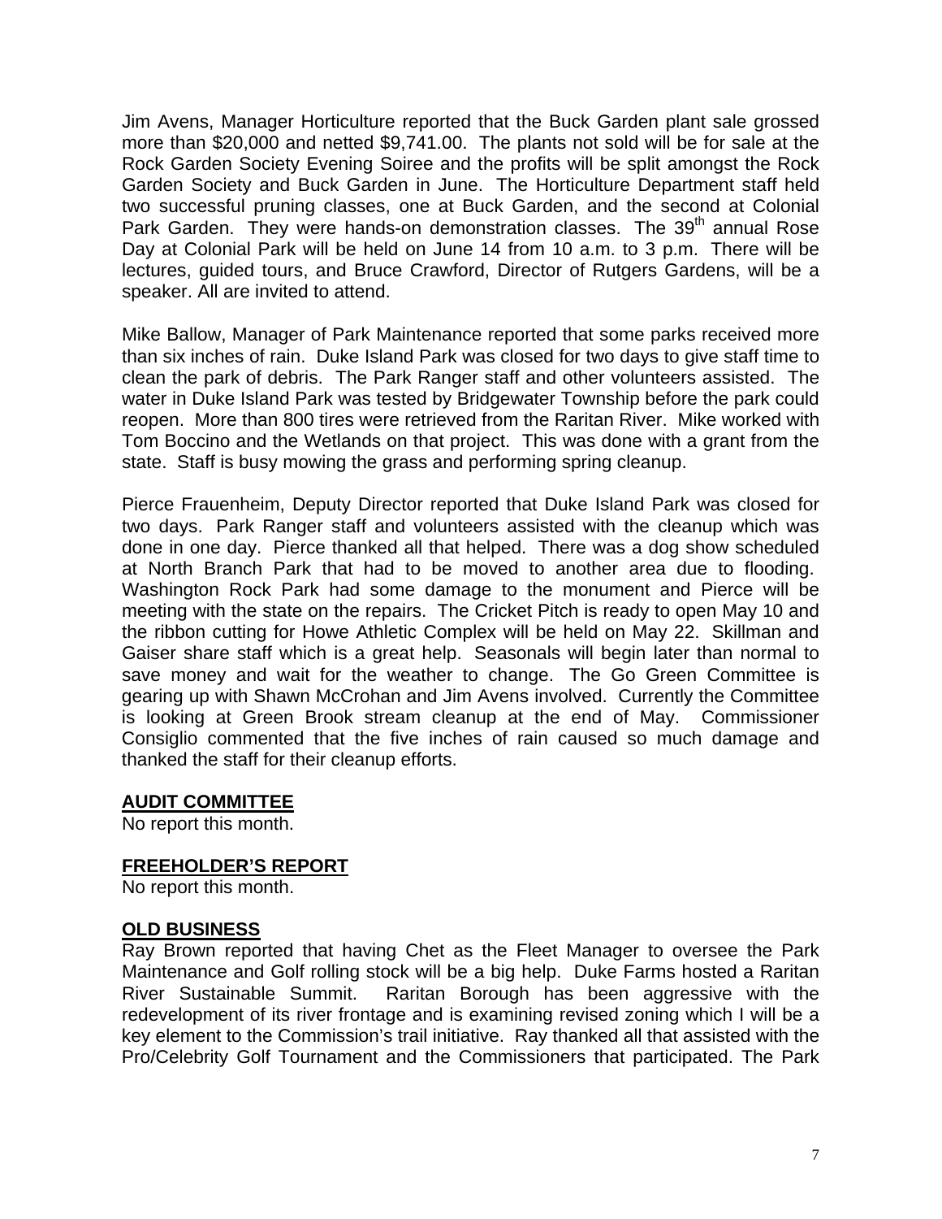Jim Avens, Manager Horticulture reported that the Buck Garden plant sale grossed more than $20,000 and netted $9,741.00. The plants not sold will be for sale at the Rock Garden Society Evening Soiree and the profits will be split amongst the Rock Garden Society and Buck Garden in June. The Horticulture Department staff held two successful pruning classes, one at Buck Garden, and the second at Colonial Park Garden. They were hands-on demonstration classes. The 39th annual Rose Day at Colonial Park will be held on June 14 from 10 a.m. to 3 p.m. There will be lectures, guided tours, and Bruce Crawford, Director of Rutgers Gardens, will be a speaker. All are invited to attend.

Mike Ballow, Manager of Park Maintenance reported that some parks received more than six inches of rain. Duke Island Park was closed for two days to give staff time to clean the park of debris. The Park Ranger staff and other volunteers assisted. The water in Duke Island Park was tested by Bridgewater Township before the park could reopen. More than 800 tires were retrieved from the Raritan River. Mike worked with Tom Boccino and the Wetlands on that project. This was done with a grant from the state. Staff is busy mowing the grass and performing spring cleanup.

Pierce Frauenheim, Deputy Director reported that Duke Island Park was closed for two days. Park Ranger staff and volunteers assisted with the cleanup which was done in one day. Pierce thanked all that helped. There was a dog show scheduled at North Branch Park that had to be moved to another area due to flooding. Washington Rock Park had some damage to the monument and Pierce will be meeting with the state on the repairs. The Cricket Pitch is ready to open May 10 and the ribbon cutting for Howe Athletic Complex will be held on May 22. Skillman and Gaiser share staff which is a great help. Seasonals will begin later than normal to save money and wait for the weather to change. The Go Green Committee is gearing up with Shawn McCrohan and Jim Avens involved. Currently the Committee is looking at Green Brook stream cleanup at the end of May. Commissioner Consiglio commented that the five inches of rain caused so much damage and thanked the staff for their cleanup efforts.

**AUDIT COMMITTEE**

No report this month.

**FREEHOLDER'S REPORT**

No report this month.

**OLD BUSINESS**

Ray Brown reported that having Chet as the Fleet Manager to oversee the Park Maintenance and Golf rolling stock will be a big help. Duke Farms hosted a Raritan River Sustainable Summit. Raritan Borough has been aggressive with the redevelopment of its river frontage and is examining revised zoning which I will be a key element to the Commission's trail initiative. Ray thanked all that assisted with the Pro/Celebrity Golf Tournament and the Commissioners that participated. The Park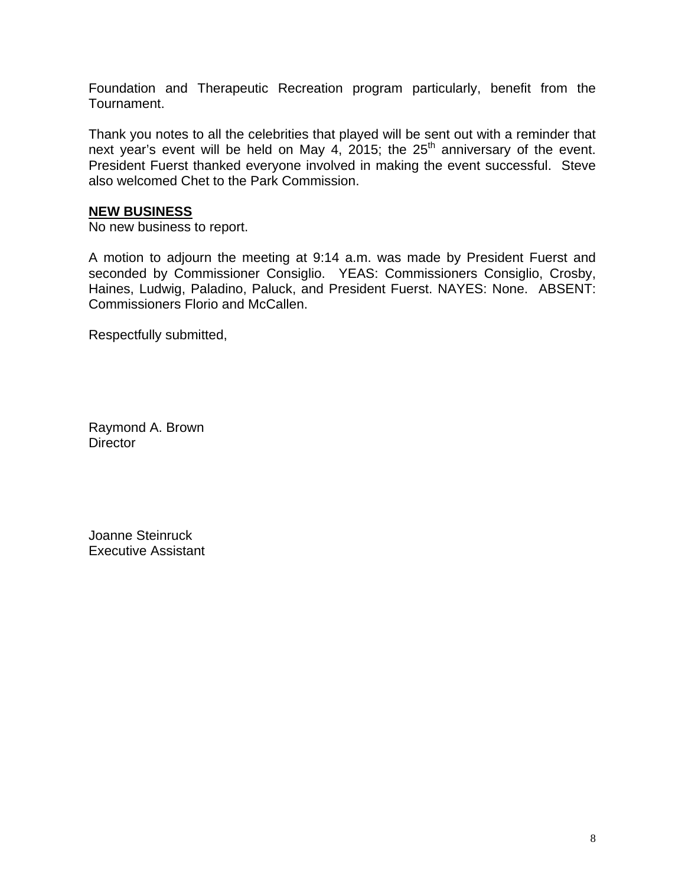Foundation and Therapeutic Recreation program particularly, benefit from the Tournament.

Thank you notes to all the celebrities that played will be sent out with a reminder that next year's event will be held on May 4, 2015; the 25th anniversary of the event. President Fuerst thanked everyone involved in making the event successful. Steve also welcomed Chet to the Park Commission.

**NEW BUSINESS**

No new business to report.

A motion to adjourn the meeting at 9:14 a.m. was made by President Fuerst and seconded by Commissioner Consiglio. YEAS: Commissioners Consiglio, Crosby, Haines, Ludwig, Paladino, Paluck, and President Fuerst. NAYES: None. ABSENT: Commissioners Florio and McCallen.

Respectfully submitted,

Raymond A. Brown
Director

Joanne Steinruck
Executive Assistant